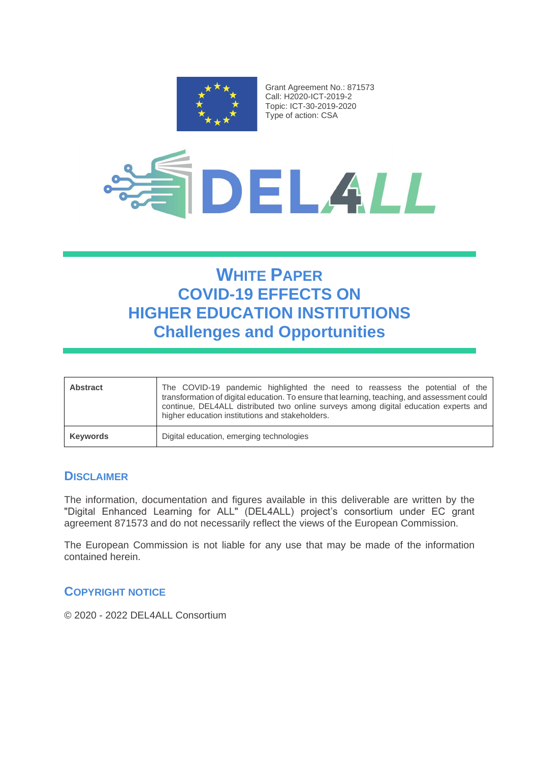Grant Agreement No.: 871573
Call: H2020-ICT-2019-2
Topic: ICT-30-2019-2020
Type of action: CSA

DEL4ALL

# WHITE PAPER COVID-19 EFFECTS ON HIGHER EDUCATION INSTITUTIONS Challenges and Opportunities

| | |
|---|---|
| **Abstract** | The COVID-19 pandemic highlighted the need to reassess the potential of the transformation of digital education. To ensure that learning, teaching, and assessment could continue, DEL4ALL distributed two online surveys among digital education experts and higher education institutions and stakeholders. |
| **Keywords** | Digital education, emerging technologies |

## DISCLAIMER

The information, documentation and figures available in this deliverable are written by the "Digital Enhanced Learning for ALL" (DEL4ALL) project's consortium under EC grant agreement 871573 and do not necessarily reflect the views of the European Commission.

The European Commission is not liable for any use that may be made of the information contained herein.

## COPYRIGHT NOTICE

© 2020 - 2022 DEL4ALL Consortium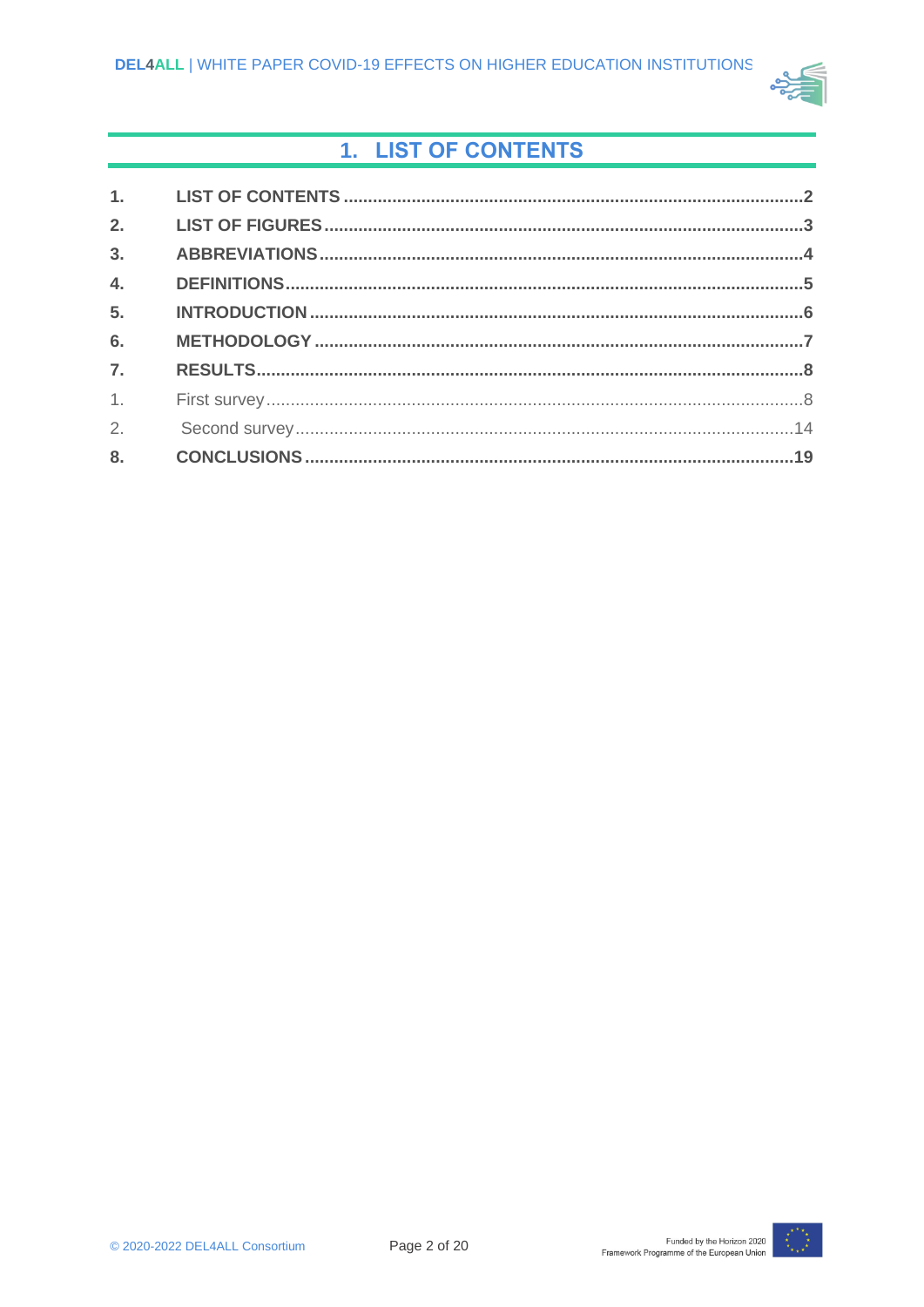# 1. LIST OF CONTENTS

| | | |
|---|---|---|
| **1.** | **LIST OF CONTENTS** | **2** |
| **2.** | **LIST OF FIGURES** | **3** |
| **3.** | **ABBREVIATIONS** | **4** |
| **4.** | **DEFINITIONS** | **5** |
| **5.** | **INTRODUCTION** | **6** |
| **6.** | **METHODOLOGY** | **7** |
| **7.** | **RESULTS** | **8** |
| 1. | First survey | 8 |
| 2. | Second survey | 14 |
| **8.** | **CONCLUSIONS** | **19** |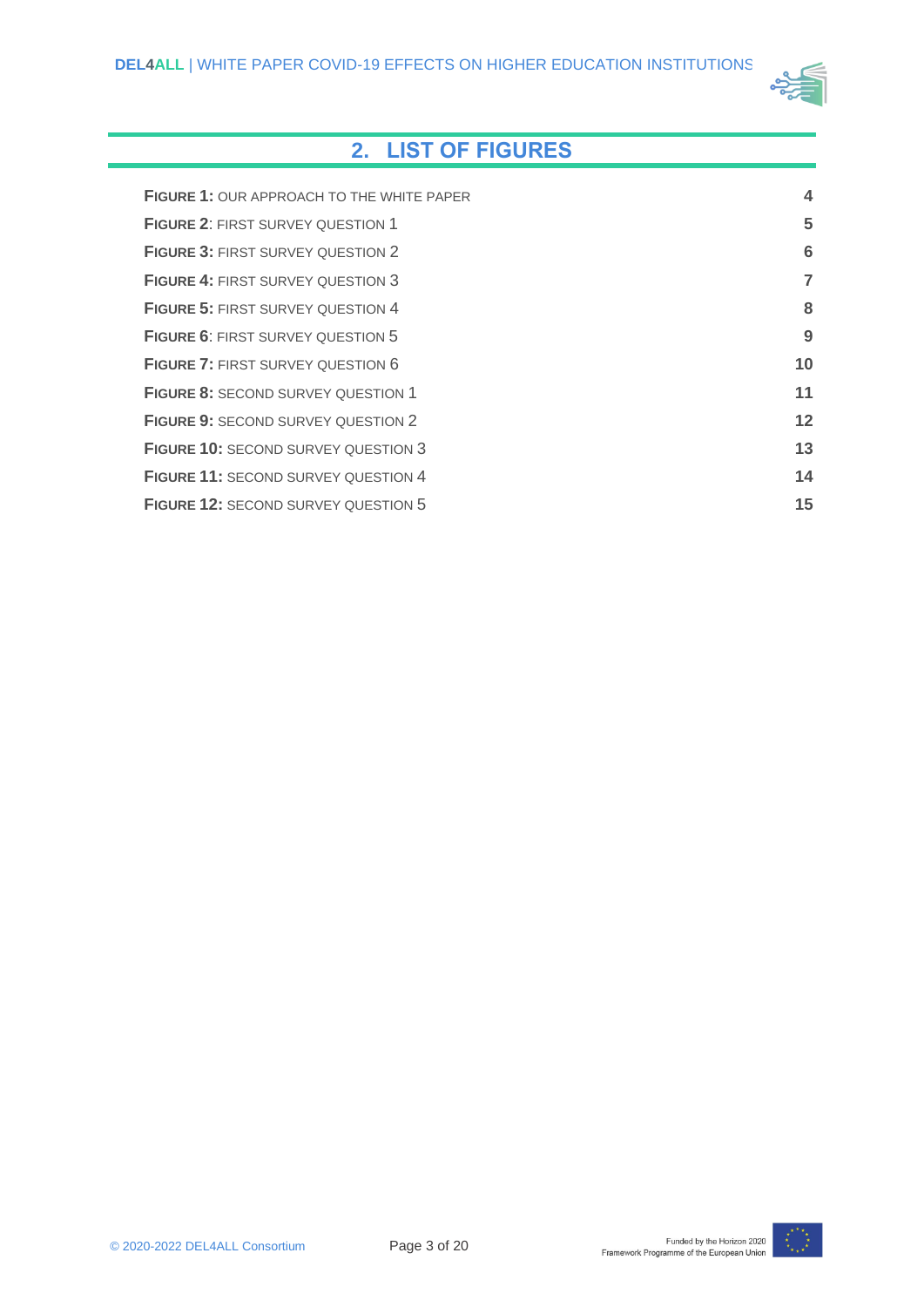## 2. LIST OF FIGURES

**FIGURE 1:** OUR APPROACH TO THE WHITE PAPER 4
**FIGURE 2**: FIRST SURVEY QUESTION 1 5
**FIGURE 3:** FIRST SURVEY QUESTION 2 6
**FIGURE 4:** FIRST SURVEY QUESTION 3 7
**FIGURE 5:** FIRST SURVEY QUESTION 4 8
**FIGURE 6**: FIRST SURVEY QUESTION 5 9
**FIGURE 7:** FIRST SURVEY QUESTION 6 10
**FIGURE 8:** SECOND SURVEY QUESTION 1 11
**FIGURE 9:** SECOND SURVEY QUESTION 2 12
**FIGURE 10:** SECOND SURVEY QUESTION 3 13
**FIGURE 11:** SECOND SURVEY QUESTION 4 14
**FIGURE 12:** SECOND SURVEY QUESTION 5 15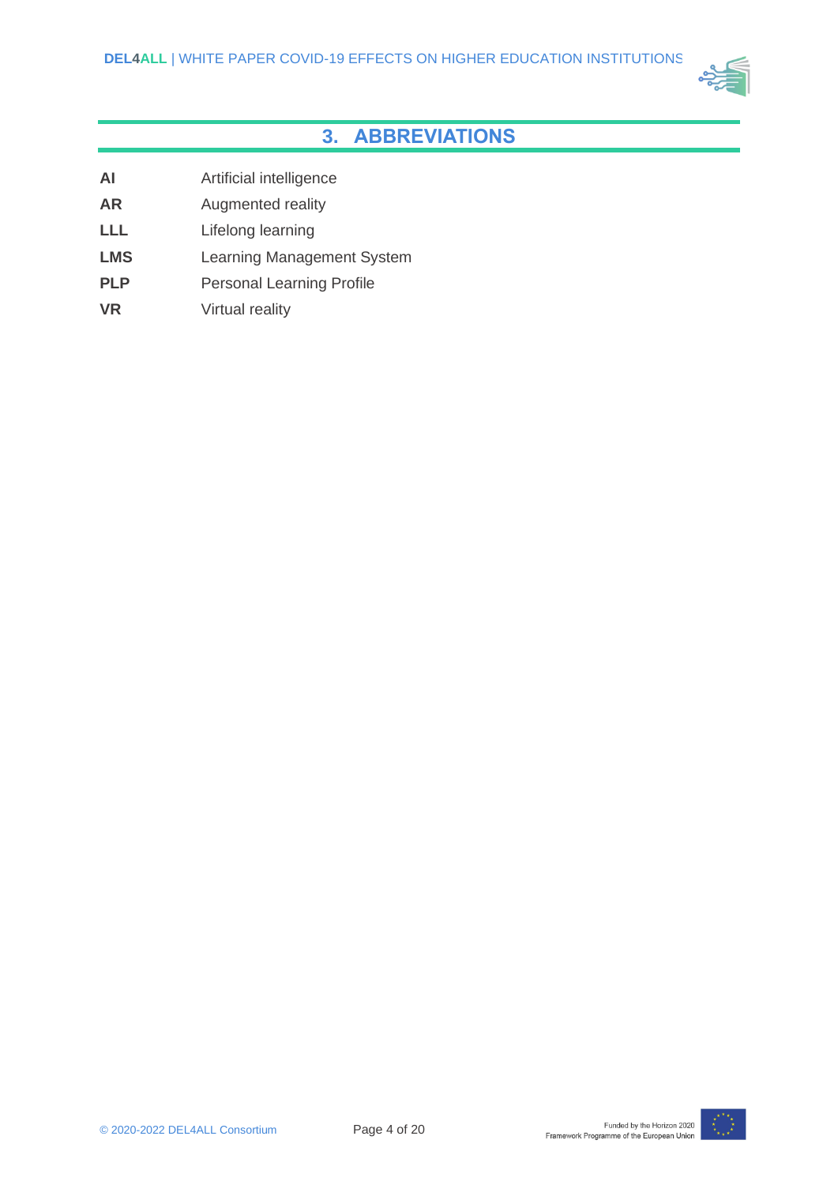# 3. ABBREVIATIONS

| | |
|---|---|
| **AI** | Artificial intelligence |
| **AR** | Augmented reality |
| **LLL** | Lifelong learning |
| **LMS** | Learning Management System |
| **PLP** | Personal Learning Profile |
| **VR** | Virtual reality |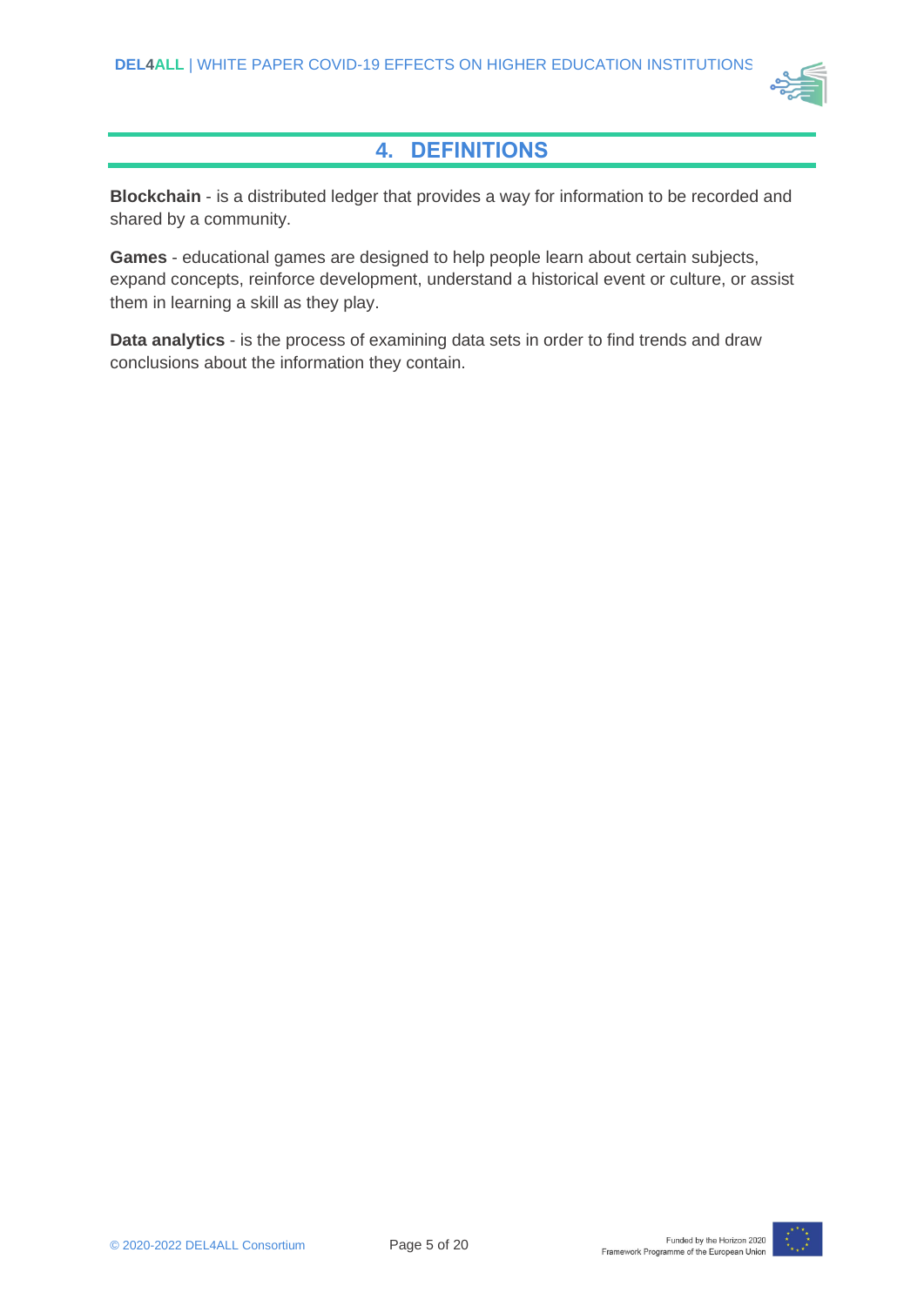# 4. DEFINITIONS

**Blockchain** - is a distributed ledger that provides a way for information to be recorded and shared by a community.

**Games** - educational games are designed to help people learn about certain subjects, expand concepts, reinforce development, understand a historical event or culture, or assist them in learning a skill as they play.

**Data analytics** - is the process of examining data sets in order to find trends and draw conclusions about the information they contain.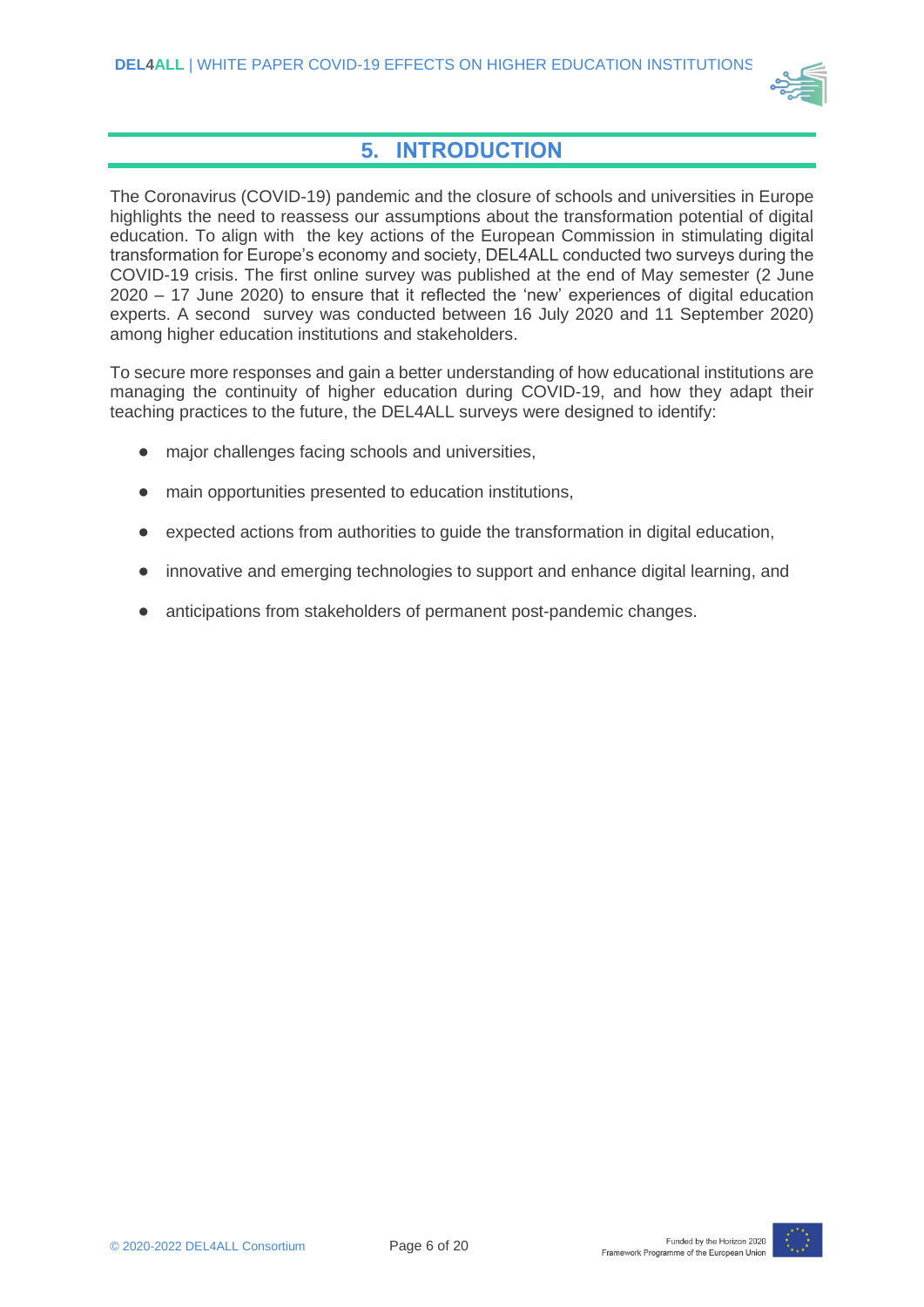# 5. INTRODUCTION

The Coronavirus (COVID-19) pandemic and the closure of schools and universities in Europe highlights the need to reassess our assumptions about the transformation potential of digital education. To align with the key actions of the European Commission in stimulating digital transformation for Europe's economy and society, DEL4ALL conducted two surveys during the COVID-19 crisis. The first online survey was published at the end of May semester (2 June 2020 – 17 June 2020) to ensure that it reflected the 'new' experiences of digital education experts. A second survey was conducted between 16 July 2020 and 11 September 2020) among higher education institutions and stakeholders.

To secure more responses and gain a better understanding of how educational institutions are managing the continuity of higher education during COVID-19, and how they adapt their teaching practices to the future, the DEL4ALL surveys were designed to identify:

- major challenges facing schools and universities,
- main opportunities presented to education institutions,
- expected actions from authorities to guide the transformation in digital education,
- innovative and emerging technologies to support and enhance digital learning, and
- anticipations from stakeholders of permanent post-pandemic changes.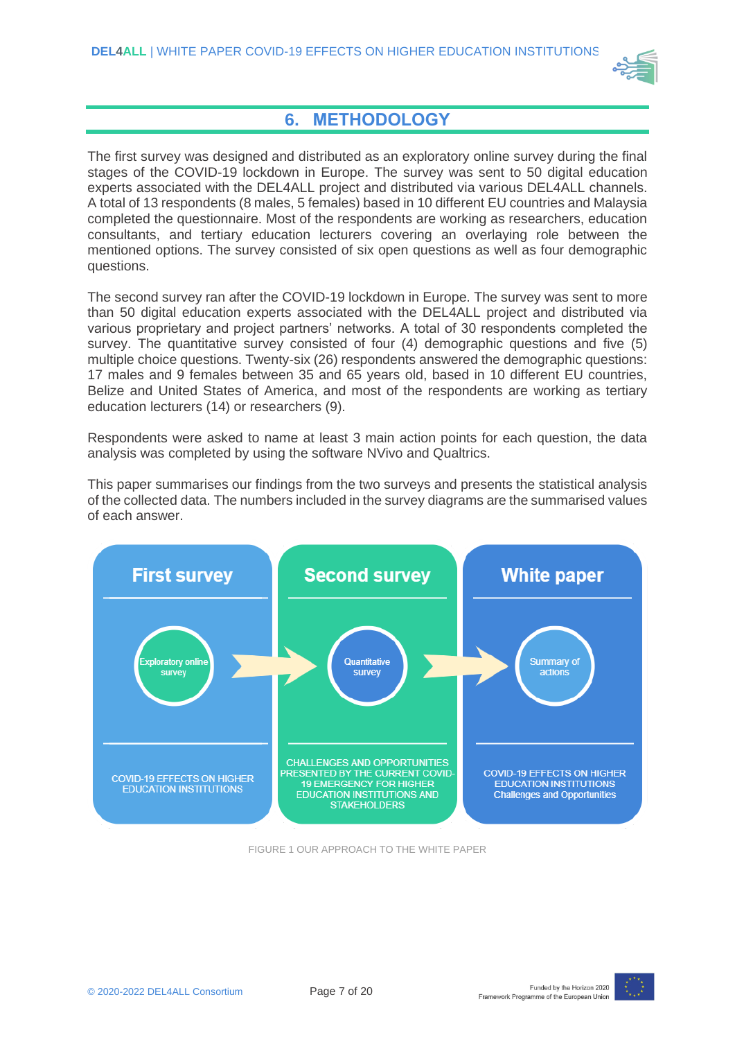# 6. METHODOLOGY

The first survey was designed and distributed as an exploratory online survey during the final stages of the COVID-19 lockdown in Europe. The survey was sent to 50 digital education experts associated with the DEL4ALL project and distributed via various DEL4ALL channels. A total of 13 respondents (8 males, 5 females) based in 10 different EU countries and Malaysia completed the questionnaire. Most of the respondents are working as researchers, education consultants, and tertiary education lecturers covering an overlaying role between the mentioned options. The survey consisted of six open questions as well as four demographic questions.

The second survey ran after the COVID-19 lockdown in Europe. The survey was sent to more than 50 digital education experts associated with the DEL4ALL project and distributed via various proprietary and project partners' networks. A total of 30 respondents completed the survey. The quantitative survey consisted of four (4) demographic questions and five (5) multiple choice questions. Twenty-six (26) respondents answered the demographic questions: 17 males and 9 females between 35 and 65 years old, based in 10 different EU countries, Belize and United States of America, and most of the respondents are working as tertiary education lecturers (14) or researchers (9).

Respondents were asked to name at least 3 main action points for each question, the data analysis was completed by using the software NVivo and Qualtrics.

This paper summarises our findings from the two surveys and presents the statistical analysis of the collected data. The numbers included in the survey diagrams are the summarised values of each answer.

First survey
Exploratory online survey
COVID-19 EFFECTS ON HIGHER EDUCATION INSTITUTIONS

Second survey
Quantitative survey
CHALLENGES AND OPPORTUNITIES PRESENTED BY THE CURRENT COVID-19 EMERGENCY FOR HIGHER EDUCATION INSTITUTIONS AND STAKEHOLDERS

White paper
Summary of actions
COVID-19 EFFECTS ON HIGHER EDUCATION INSTITUTIONS Challenges and Opportunities

FIGURE 1 OUR APPROACH TO THE WHITE PAPER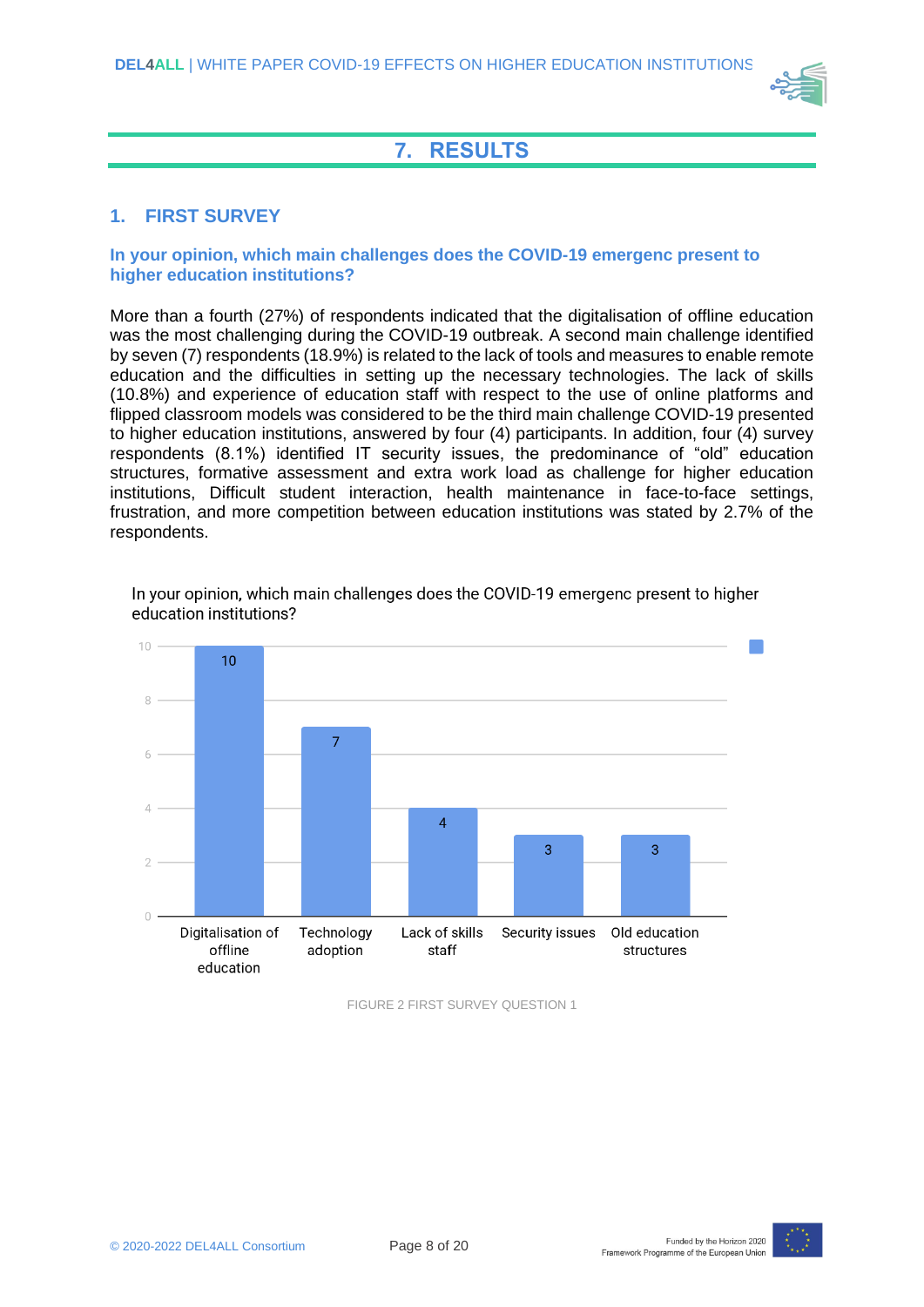## 7. RESULTS

### 1. FIRST SURVEY

**In your opinion, which main challenges does the COVID-19 emergenc present to higher education institutions?**

More than a fourth (27%) of respondents indicated that the digitalisation of offline education was the most challenging during the COVID-19 outbreak. A second main challenge identified by seven (7) respondents (18.9%) is related to the lack of tools and measures to enable remote education and the difficulties in setting up the necessary technologies. The lack of skills (10.8%) and experience of education staff with respect to the use of online platforms and flipped classroom models was considered to be the third main challenge COVID-19 presented to higher education institutions, answered by four (4) participants. In addition, four (4) survey respondents (8.1%) identified IT security issues, the predominance of "old" education structures, formative assessment and extra work load as challenge for higher education institutions, Difficult student interaction, health maintenance in face-to-face settings, frustration, and more competition between education institutions was stated by 2.7% of the respondents.

In your opinion, which main challenges does the COVID-19 emergenc present to higher education institutions?

10
8
6
4
2
0

10
7
4
3
3

Digitalisation of offline education
Technology adoption
Lack of skills staff
Security issues
Old education structures

FIGURE 2 FIRST SURVEY QUESTION 1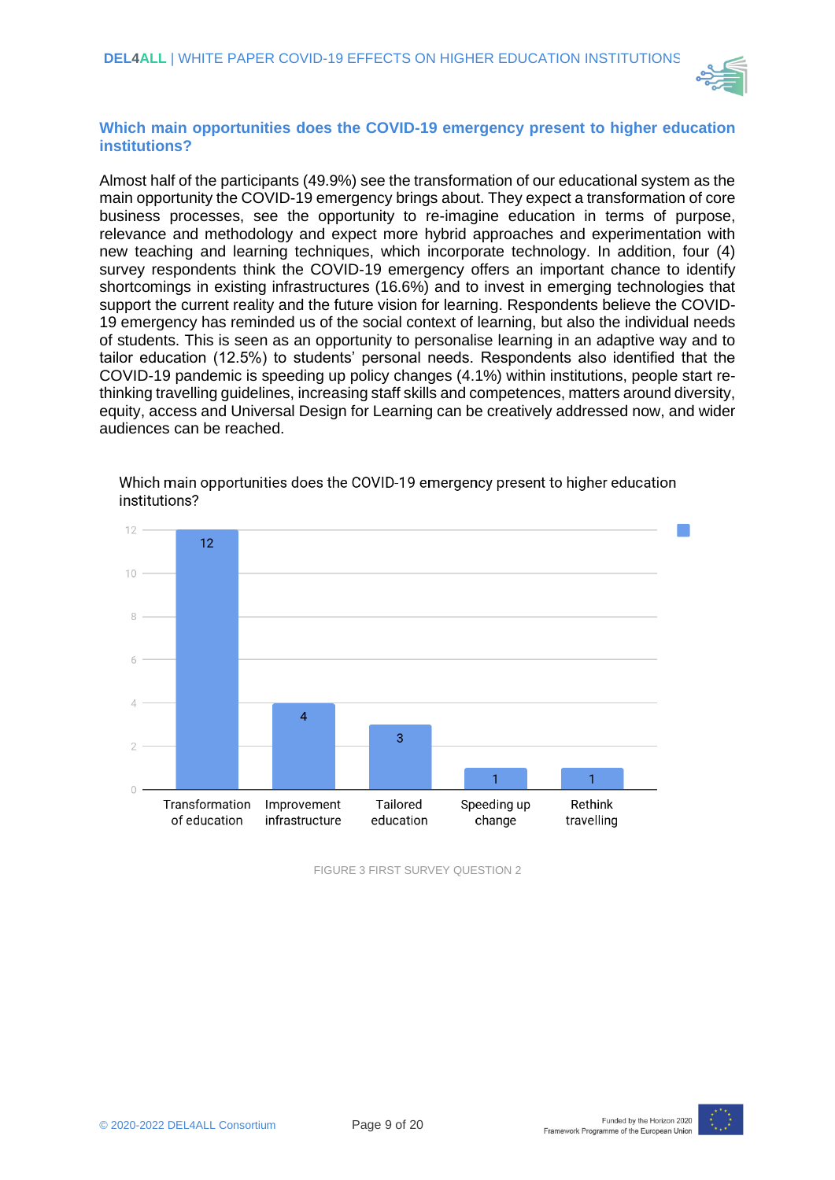## Which main opportunities does the COVID-19 emergency present to higher education institutions?

Almost half of the participants (49.9%) see the transformation of our educational system as the main opportunity the COVID-19 emergency brings about. They expect a transformation of core business processes, see the opportunity to re-imagine education in terms of purpose, relevance and methodology and expect more hybrid approaches and experimentation with new teaching and learning techniques, which incorporate technology. In addition, four (4) survey respondents think the COVID-19 emergency offers an important chance to identify shortcomings in existing infrastructures (16.6%) and to invest in emerging technologies that support the current reality and the future vision for learning. Respondents believe the COVID-19 emergency has reminded us of the social context of learning, but also the individual needs of students. This is seen as an opportunity to personalise learning in an adaptive way and to tailor education (12.5%) to students' personal needs. Respondents also identified that the COVID-19 pandemic is speeding up policy changes (4.1%) within institutions, people start re-thinking travelling guidelines, increasing staff skills and competences, matters around diversity, equity, access and Universal Design for Learning can be creatively addressed now, and wider audiences can be reached.

Which main opportunities does the COVID-19 emergency present to higher education institutions?

0
2
4
6
8
10
12

12
4
3
1
1

Transformation of education
Improvement infrastructure
Tailored education
Speeding up change
Rethink travelling

FIGURE 3 FIRST SURVEY QUESTION 2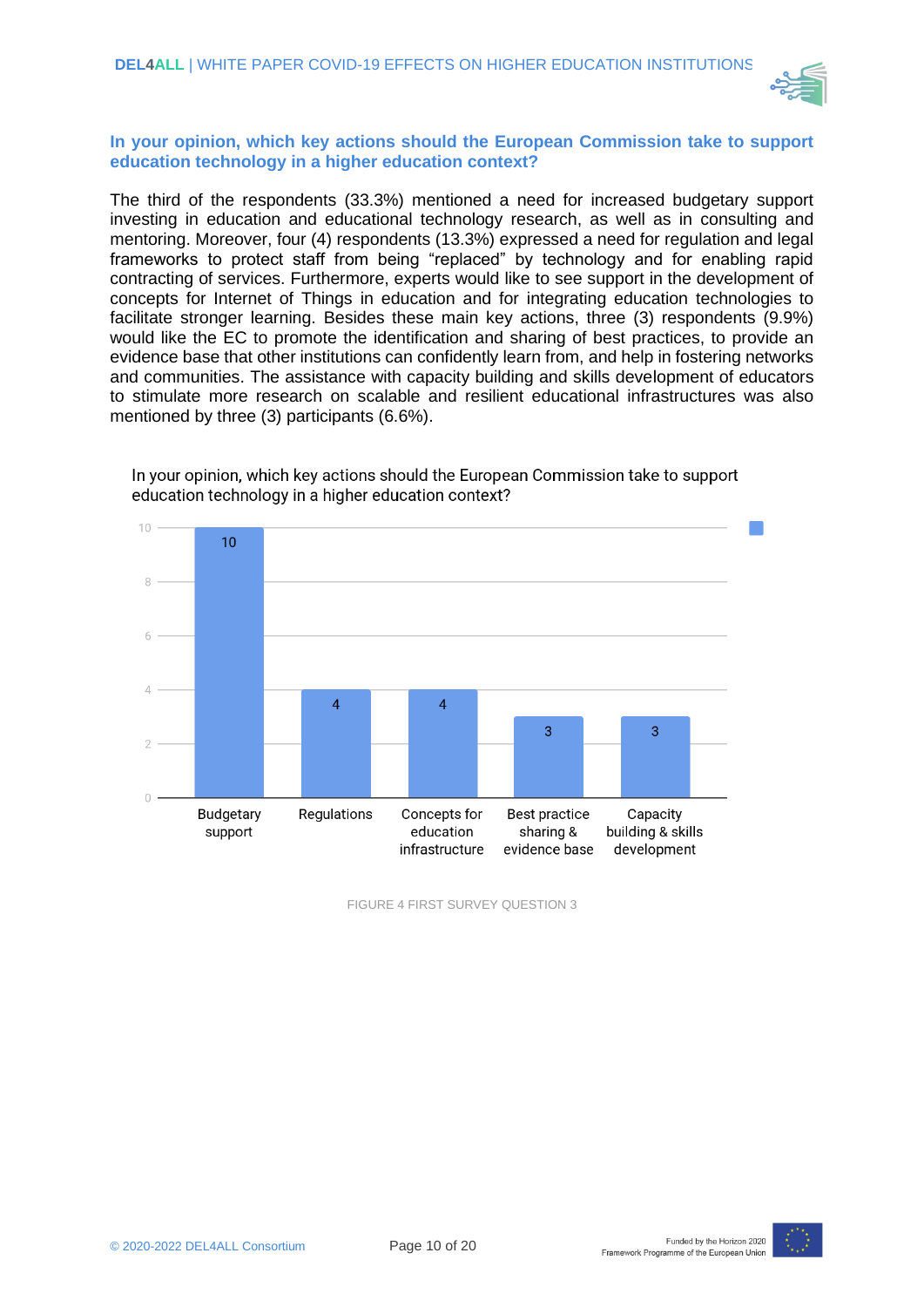### In your opinion, which key actions should the European Commission take to support education technology in a higher education context?

The third of the respondents (33.3%) mentioned a need for increased budgetary support investing in education and educational technology research, as well as in consulting and mentoring. Moreover, four (4) respondents (13.3%) expressed a need for regulation and legal frameworks to protect staff from being "replaced" by technology and for enabling rapid contracting of services. Furthermore, experts would like to see support in the development of concepts for Internet of Things in education and for integrating education technologies to facilitate stronger learning. Besides these main key actions, three (3) respondents (9.9%) would like the EC to promote the identification and sharing of best practices, to provide an evidence base that other institutions can confidently learn from, and help in fostering networks and communities. The assistance with capacity building and skills development of educators to stimulate more research on scalable and resilient educational infrastructures was also mentioned by three (3) participants (6.6%).

In your opinion, which key actions should the European Commission take to support education technology in a higher education context?

| Key action | Respondents |
|---|---|
| Budgetary support | 10 |
| Regulations | 4 |
| Concepts for education infrastructure | 4 |
| Best practice sharing & evidence base | 3 |
| Capacity building & skills development | 3 |

FIGURE 4 FIRST SURVEY QUESTION 3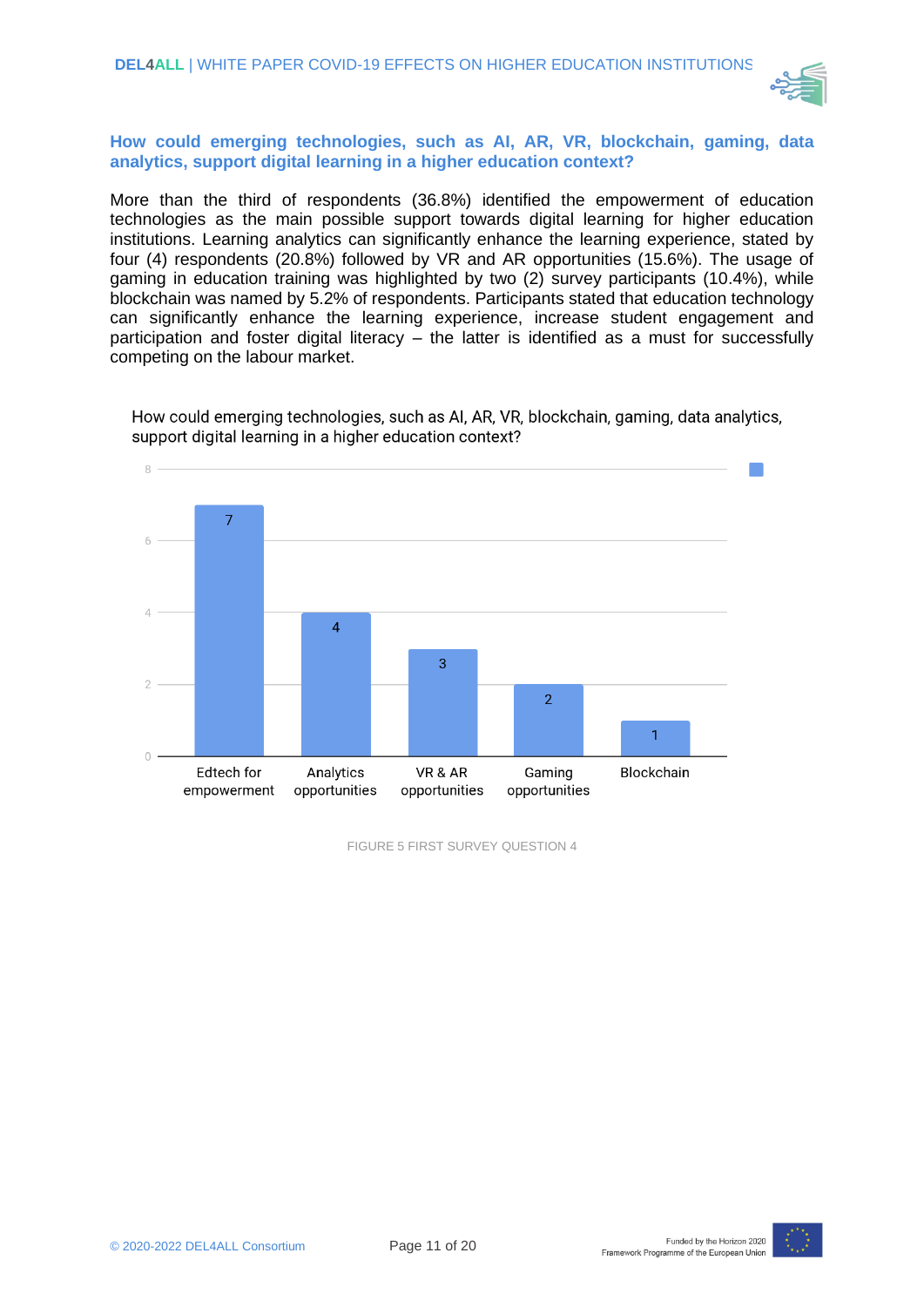## How could emerging technologies, such as AI, AR, VR, blockchain, gaming, data analytics, support digital learning in a higher education context?

More than the third of respondents (36.8%) identified the empowerment of education technologies as the main possible support towards digital learning for higher education institutions. Learning analytics can significantly enhance the learning experience, stated by four (4) respondents (20.8%) followed by VR and AR opportunities (15.6%). The usage of gaming in education training was highlighted by two (2) survey participants (10.4%), while blockchain was named by 5.2% of respondents. Participants stated that education technology can significantly enhance the learning experience, increase student engagement and participation and foster digital literacy – the latter is identified as a must for successfully competing on the labour market.

How could emerging technologies, such as AI, AR, VR, blockchain, gaming, data analytics, support digital learning in a higher education context?

8
6
4
2
0

7
4
3
2
1

Edtech for empowerment
Analytics opportunities
VR & AR opportunities
Gaming opportunities
Blockchain

FIGURE 5 FIRST SURVEY QUESTION 4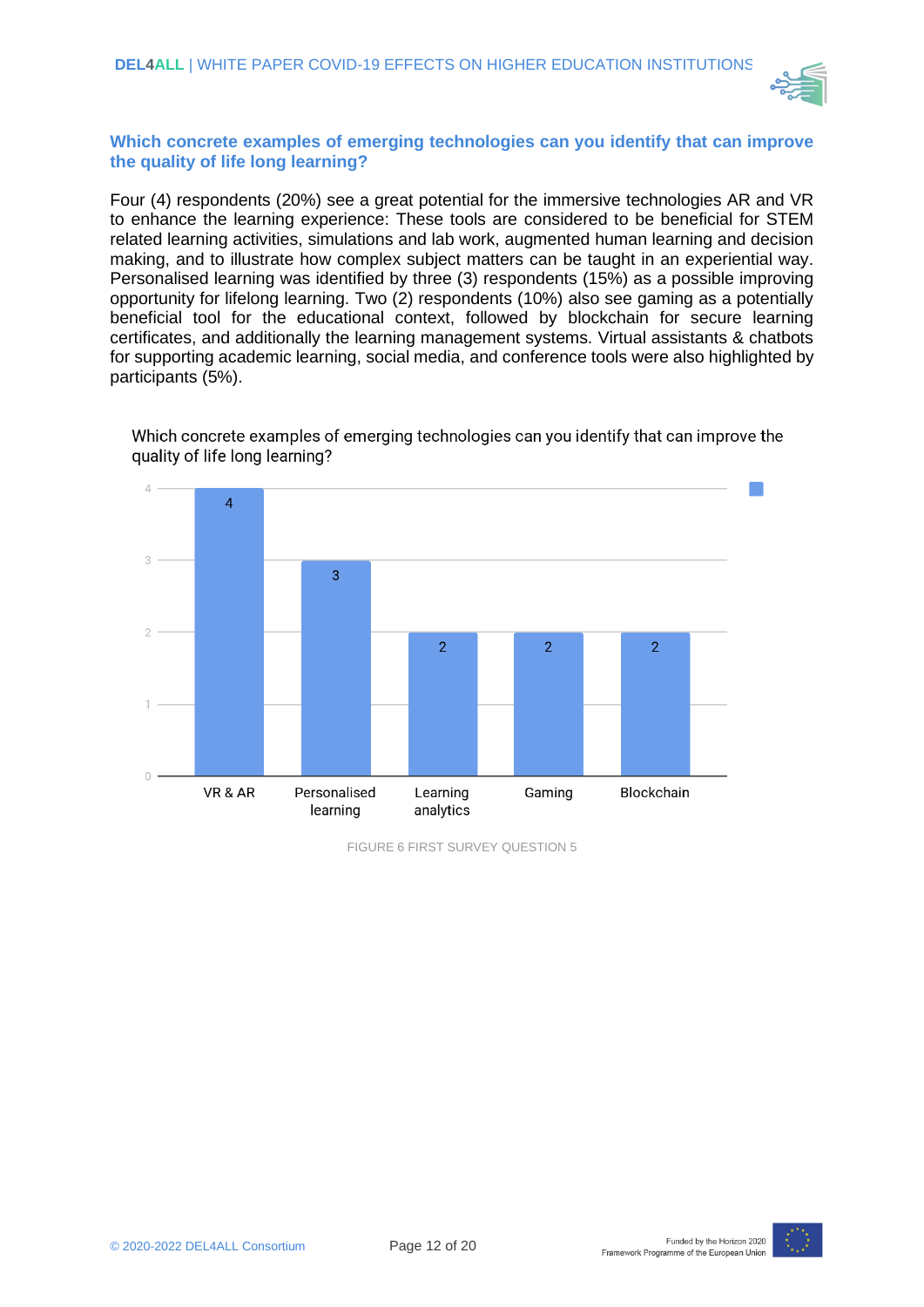### Which concrete examples of emerging technologies can you identify that can improve the quality of life long learning?

Four (4) respondents (20%) see a great potential for the immersive technologies AR and VR to enhance the learning experience: These tools are considered to be beneficial for STEM related learning activities, simulations and lab work, augmented human learning and decision making, and to illustrate how complex subject matters can be taught in an experiential way. Personalised learning was identified by three (3) respondents (15%) as a possible improving opportunity for lifelong learning. Two (2) respondents (10%) also see gaming as a potentially beneficial tool for the educational context, followed by blockchain for secure learning certificates, and additionally the learning management systems. Virtual assistants & chatbots for supporting academic learning, social media, and conference tools were also highlighted by participants (5%).

Which concrete examples of emerging technologies can you identify that can improve the quality of life long learning?

0
1
2
3
4

VR & AR: 4
Personalised learning: 3
Learning analytics: 2
Gaming: 2
Blockchain: 2

FIGURE 6 FIRST SURVEY QUESTION 5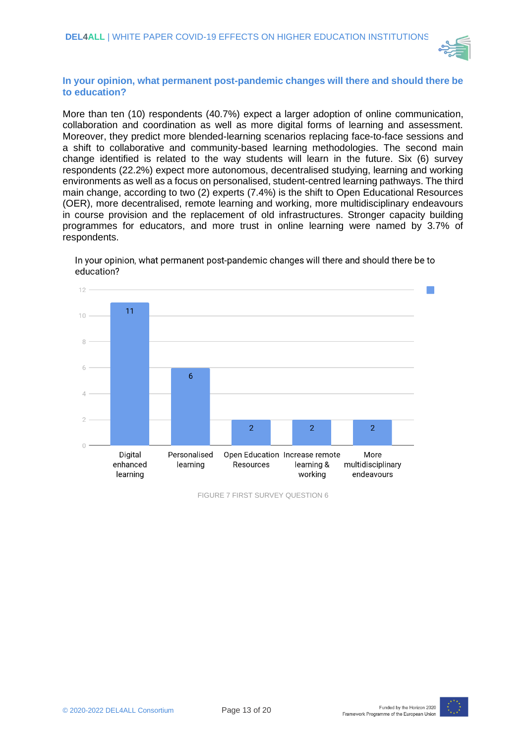### In your opinion, what permanent post-pandemic changes will there and should there be to education?

More than ten (10) respondents (40.7%) expect a larger adoption of online communication, collaboration and coordination as well as more digital forms of learning and assessment. Moreover, they predict more blended-learning scenarios replacing face-to-face sessions and a shift to collaborative and community-based learning methodologies. The second main change identified is related to the way students will learn in the future. Six (6) survey respondents (22.2%) expect more autonomous, decentralised studying, learning and working environments as well as a focus on personalised, student-centred learning pathways. The third main change, according to two (2) experts (7.4%) is the shift to Open Educational Resources (OER), more decentralised, remote learning and working, more multidisciplinary endeavours in course provision and the replacement of old infrastructures. Stronger capacity building programmes for educators, and more trust in online learning were named by 3.7% of respondents.

In your opinion, what permanent post-pandemic changes will there and should there be to education?

0
2
4
6
8
10
12

11
6
2
2
2

Digital enhanced learning
Personalised learning
Open Education Resources
Increase remote learning & working
More multidisciplinary endeavours

FIGURE 7 FIRST SURVEY QUESTION 6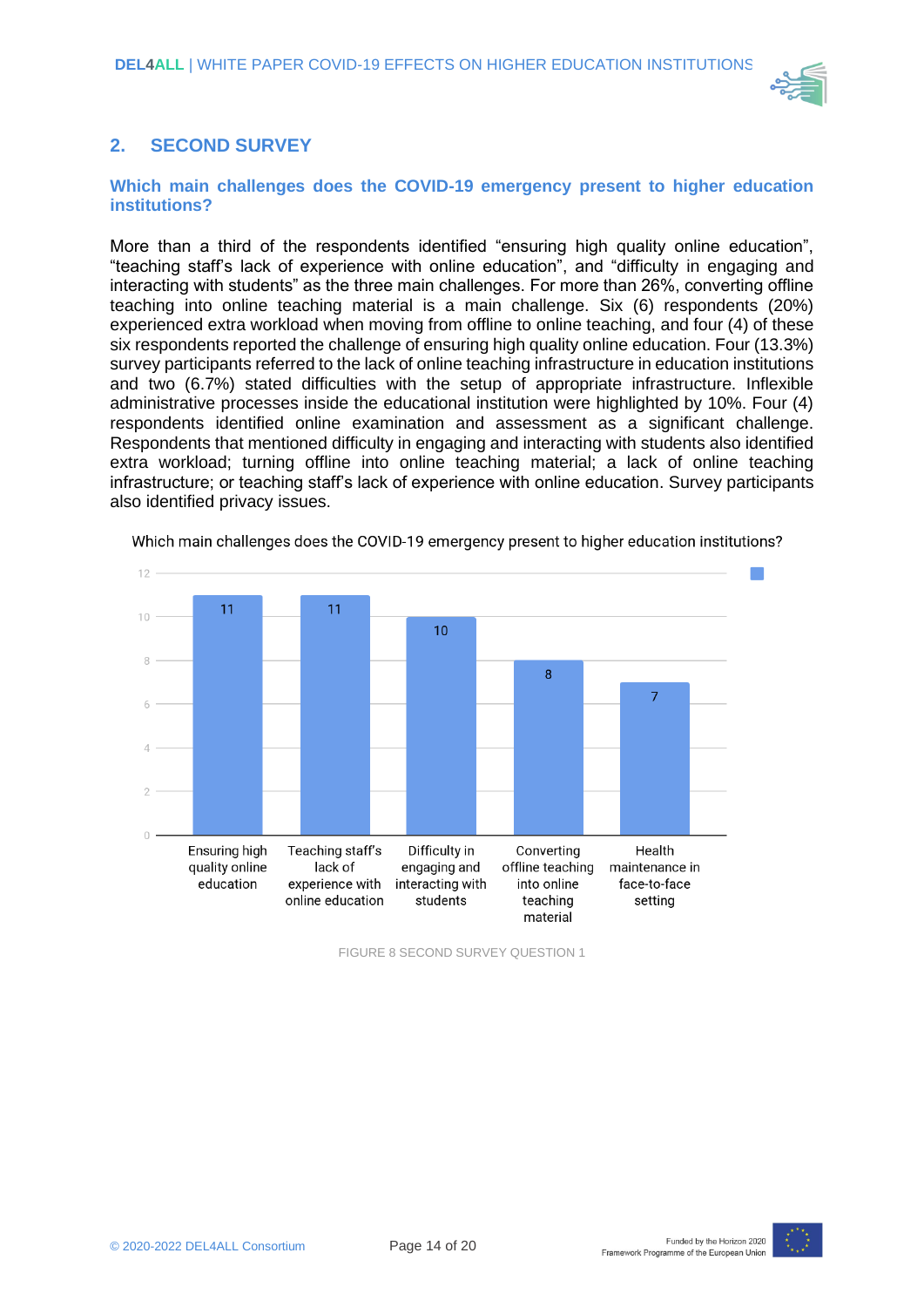## 2. SECOND SURVEY

### Which main challenges does the COVID-19 emergency present to higher education institutions?

More than a third of the respondents identified “ensuring high quality online education”, “teaching staff’s lack of experience with online education”, and “difficulty in engaging and interacting with students” as the three main challenges. For more than 26%, converting offline teaching into online teaching material is a main challenge. Six (6) respondents (20%) experienced extra workload when moving from offline to online teaching, and four (4) of these six respondents reported the challenge of ensuring high quality online education. Four (13.3%) survey participants referred to the lack of online teaching infrastructure in education institutions and two (6.7%) stated difficulties with the setup of appropriate infrastructure. Inflexible administrative processes inside the educational institution were highlighted by 10%. Four (4) respondents identified online examination and assessment as a significant challenge. Respondents that mentioned difficulty in engaging and interacting with students also identified extra workload; turning offline into online teaching material; a lack of online teaching infrastructure; or teaching staff’s lack of experience with online education. Survey participants also identified privacy issues.

Which main challenges does the COVID-19 emergency present to higher education institutions?

12
10
8
6
4
2
0

11 — Ensuring high quality online education
11 — Teaching staff's lack of experience with online education
10 — Difficulty in engaging and interacting with students
8 — Converting offline teaching into online teaching material
7 — Health maintenance in face-to-face setting

FIGURE 8 SECOND SURVEY QUESTION 1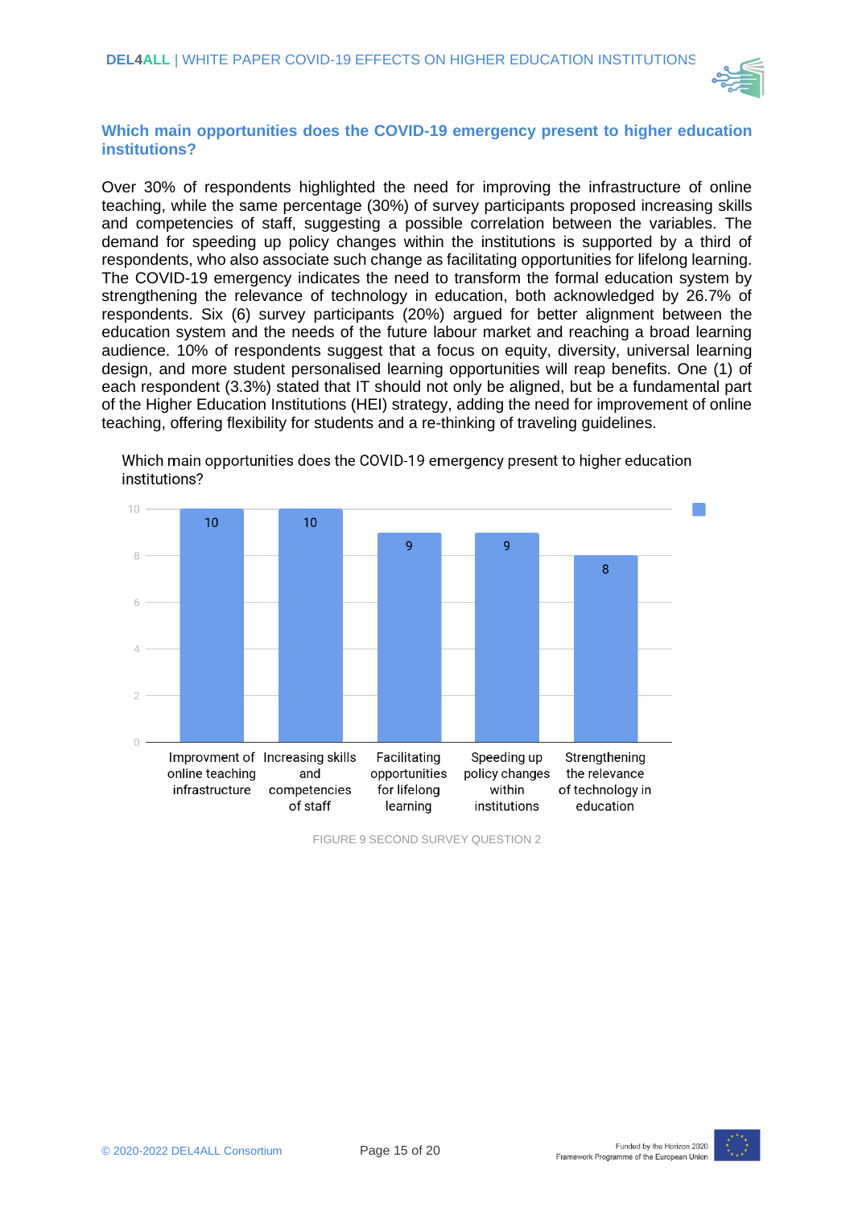## Which main opportunities does the COVID-19 emergency present to higher education institutions?

Over 30% of respondents highlighted the need for improving the infrastructure of online teaching, while the same percentage (30%) of survey participants proposed increasing skills and competencies of staff, suggesting a possible correlation between the variables. The demand for speeding up policy changes within the institutions is supported by a third of respondents, who also associate such change as facilitating opportunities for lifelong learning. The COVID-19 emergency indicates the need to transform the formal education system by strengthening the relevance of technology in education, both acknowledged by 26.7% of respondents. Six (6) survey participants (20%) argued for better alignment between the education system and the needs of the future labour market and reaching a broad learning audience. 10% of respondents suggest that a focus on equity, diversity, universal learning design, and more student personalised learning opportunities will reap benefits. One (1) of each respondent (3.3%) stated that IT should not only be aligned, but be a fundamental part of the Higher Education Institutions (HEI) strategy, adding the need for improvement of online teaching, offering flexibility for students and a re-thinking of traveling guidelines.

Which main opportunities does the COVID-19 emergency present to higher education institutions?

10
8
6
4
2
0

10 — Improvment of online teaching infrastructure
10 — Increasing skills and competencies of staff
9 — Facilitating opportunities for lifelong learning
9 — Speeding up policy changes within institutions
8 — Strengthening the relevance of technology in education

FIGURE 9 SECOND SURVEY QUESTION 2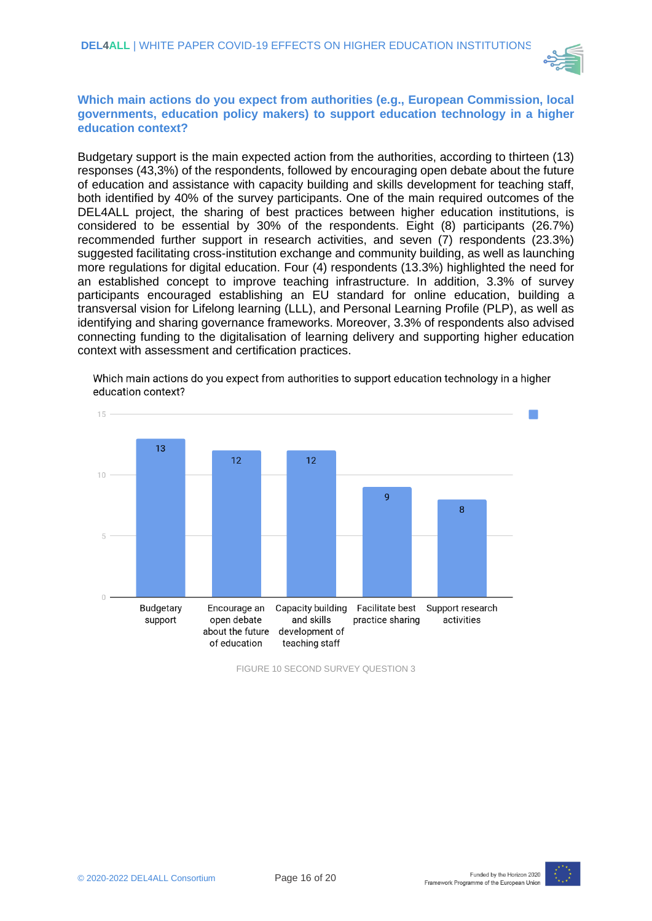### Which main actions do you expect from authorities (e.g., European Commission, local governments, education policy makers) to support education technology in a higher education context?

Budgetary support is the main expected action from the authorities, according to thirteen (13) responses (43,3%) of the respondents, followed by encouraging open debate about the future of education and assistance with capacity building and skills development for teaching staff, both identified by 40% of the survey participants. One of the main required outcomes of the DEL4ALL project, the sharing of best practices between higher education institutions, is considered to be essential by 30% of the respondents. Eight (8) participants (26.7%) recommended further support in research activities, and seven (7) respondents (23.3%) suggested facilitating cross-institution exchange and community building, as well as launching more regulations for digital education. Four (4) respondents (13.3%) highlighted the need for an established concept to improve teaching infrastructure. In addition, 3.3% of survey participants encouraged establishing an EU standard for online education, building a transversal vision for Lifelong learning (LLL), and Personal Learning Profile (PLP), as well as identifying and sharing governance frameworks. Moreover, 3.3% of respondents also advised connecting funding to the digitalisation of learning delivery and supporting higher education context with assessment and certification practices.

Which main actions do you expect from authorities to support education technology in a higher education context?

15
10
5
0

13
12
12
9
8

Budgetary support
Encourage an open debate about the future of education
Capacity building and skills development of teaching staff
Facilitate best practice sharing
Support research activities

FIGURE 10 SECOND SURVEY QUESTION 3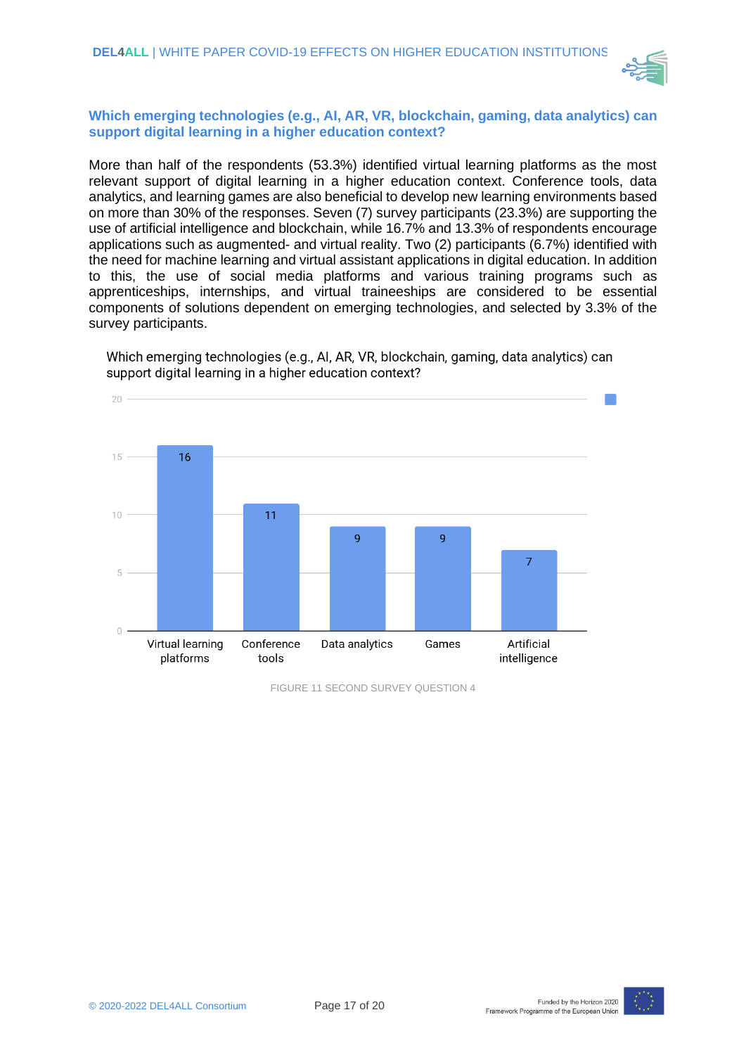## Which emerging technologies (e.g., AI, AR, VR, blockchain, gaming, data analytics) can support digital learning in a higher education context?

More than half of the respondents (53.3%) identified virtual learning platforms as the most relevant support of digital learning in a higher education context. Conference tools, data analytics, and learning games are also beneficial to develop new learning environments based on more than 30% of the responses. Seven (7) survey participants (23.3%) are supporting the use of artificial intelligence and blockchain, while 16.7% and 13.3% of respondents encourage applications such as augmented- and virtual reality. Two (2) participants (6.7%) identified with the need for machine learning and virtual assistant applications in digital education. In addition to this, the use of social media platforms and various training programs such as apprenticeships, internships, and virtual traineeships are considered to be essential components of solutions dependent on emerging technologies, and selected by 3.3% of the survey participants.

Which emerging technologies (e.g., AI, AR, VR, blockchain, gaming, data analytics) can support digital learning in a higher education context?

20
15
10
5
0

16
11
9
9
7

Virtual learning platforms
Conference tools
Data analytics
Games
Artificial intelligence

FIGURE 11 SECOND SURVEY QUESTION 4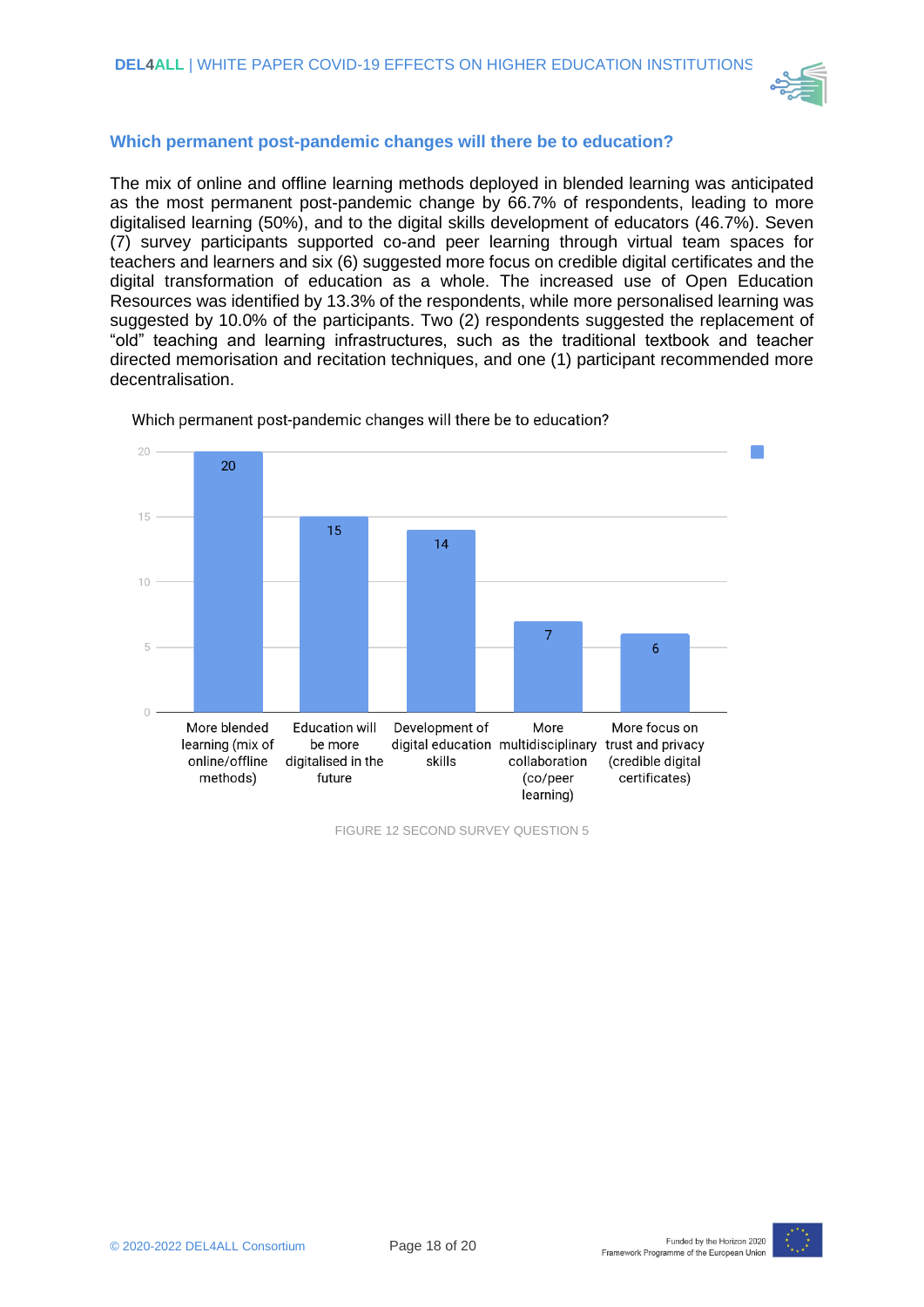### Which permanent post-pandemic changes will there be to education?

The mix of online and offline learning methods deployed in blended learning was anticipated as the most permanent post-pandemic change by 66.7% of respondents, leading to more digitalised learning (50%), and to the digital skills development of educators (46.7%). Seven (7) survey participants supported co-and peer learning through virtual team spaces for teachers and learners and six (6) suggested more focus on credible digital certificates and the digital transformation of education as a whole. The increased use of Open Education Resources was identified by 13.3% of the respondents, while more personalised learning was suggested by 10.0% of the participants. Two (2) respondents suggested the replacement of "old" teaching and learning infrastructures, such as the traditional textbook and teacher directed memorisation and recitation techniques, and one (1) participant recommended more decentralisation.

Which permanent post-pandemic changes will there be to education?

| Change | Count |
| --- | --- |
| More blended learning (mix of online/offline methods) | 20 |
| Education will be more digitalised in the future | 15 |
| Development of digital education skills | 14 |
| More multidisciplinary collaboration (co/peer learning) | 7 |
| More focus on trust and privacy (credible digital certificates) | 6 |

FIGURE 12 SECOND SURVEY QUESTION 5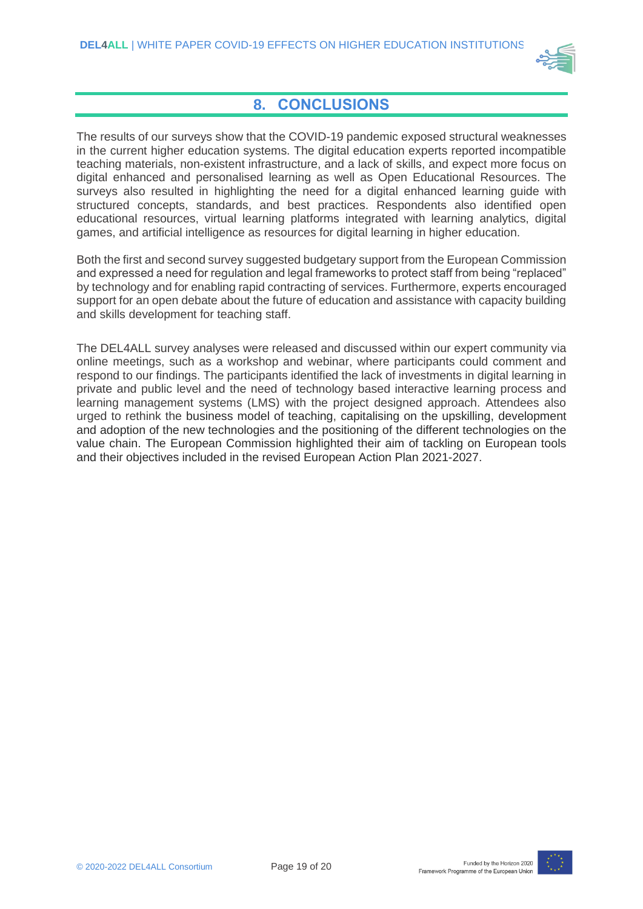## 8. CONCLUSIONS

The results of our surveys show that the COVID-19 pandemic exposed structural weaknesses in the current higher education systems. The digital education experts reported incompatible teaching materials, non-existent infrastructure, and a lack of skills, and expect more focus on digital enhanced and personalised learning as well as Open Educational Resources. The surveys also resulted in highlighting the need for a digital enhanced learning guide with structured concepts, standards, and best practices. Respondents also identified open educational resources, virtual learning platforms integrated with learning analytics, digital games, and artificial intelligence as resources for digital learning in higher education.

Both the first and second survey suggested budgetary support from the European Commission and expressed a need for regulation and legal frameworks to protect staff from being "replaced" by technology and for enabling rapid contracting of services. Furthermore, experts encouraged support for an open debate about the future of education and assistance with capacity building and skills development for teaching staff.

The DEL4ALL survey analyses were released and discussed within our expert community via online meetings, such as a workshop and webinar, where participants could comment and respond to our findings. The participants identified the lack of investments in digital learning in private and public level and the need of technology based interactive learning process and learning management systems (LMS) with the project designed approach. Attendees also urged to rethink the business model of teaching, capitalising on the upskilling, development and adoption of the new technologies and the positioning of the different technologies on the value chain. The European Commission highlighted their aim of tackling on European tools and their objectives included in the revised European Action Plan 2021-2027.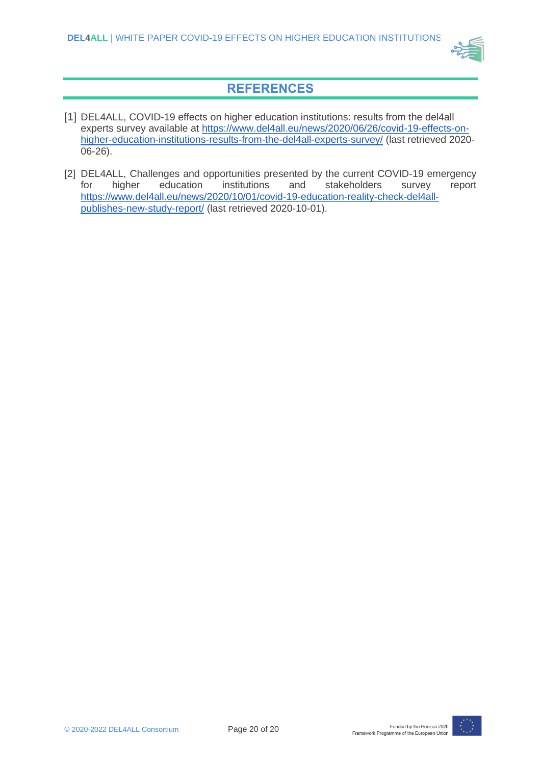# REFERENCES

[1] DEL4ALL, COVID-19 effects on higher education institutions: results from the del4all experts survey available at https://www.del4all.eu/news/2020/06/26/covid-19-effects-on-higher-education-institutions-results-from-the-del4all-experts-survey/ (last retrieved 2020-06-26).

[2] DEL4ALL, Challenges and opportunities presented by the current COVID-19 emergency for higher education institutions and stakeholders survey report https://www.del4all.eu/news/2020/10/01/covid-19-education-reality-check-del4all-publishes-new-study-report/ (last retrieved 2020-10-01).